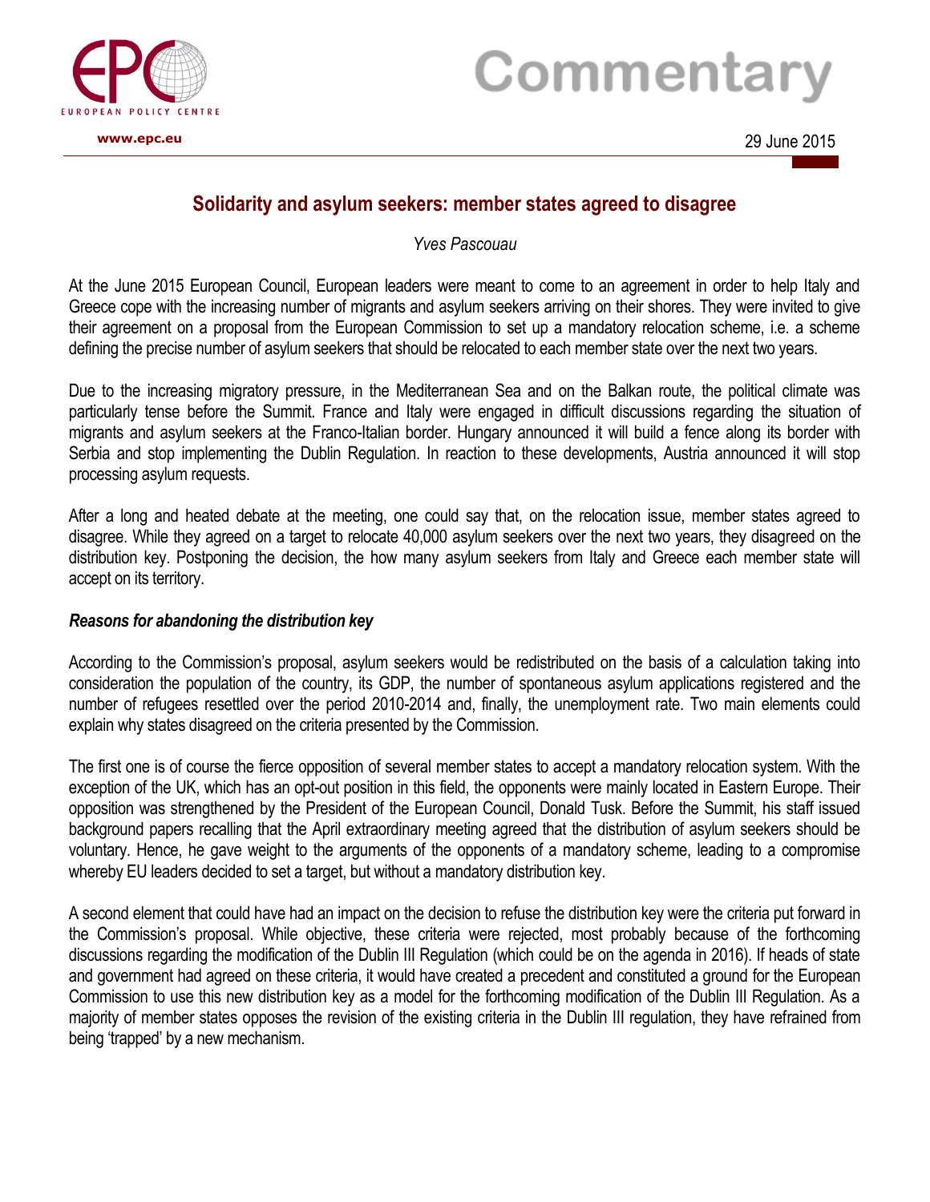# Commentary

29 June 2015

## Solidarity and asylum seekers: member states agreed to disagree

*Yves Pascouau*

At the June 2015 European Council, European leaders were meant to come to an agreement in order to help Italy and Greece cope with the increasing number of migrants and asylum seekers arriving on their shores. They were invited to give their agreement on a proposal from the European Commission to set up a mandatory relocation scheme, i.e. a scheme defining the precise number of asylum seekers that should be relocated to each member state over the next two years.

Due to the increasing migratory pressure, in the Mediterranean Sea and on the Balkan route, the political climate was particularly tense before the Summit. France and Italy were engaged in difficult discussions regarding the situation of migrants and asylum seekers at the Franco-Italian border. Hungary announced it will build a fence along its border with Serbia and stop implementing the Dublin Regulation. In reaction to these developments, Austria announced it will stop processing asylum requests.

After a long and heated debate at the meeting, one could say that, on the relocation issue, member states agreed to disagree. While they agreed on a target to relocate 40,000 asylum seekers over the next two years, they disagreed on the distribution key. Postponing the decision, the how many asylum seekers from Italy and Greece each member state will accept on its territory.

### *Reasons for abandoning the distribution key*

According to the Commission's proposal, asylum seekers would be redistributed on the basis of a calculation taking into consideration the population of the country, its GDP, the number of spontaneous asylum applications registered and the number of refugees resettled over the period 2010-2014 and, finally, the unemployment rate. Two main elements could explain why states disagreed on the criteria presented by the Commission.

The first one is of course the fierce opposition of several member states to accept a mandatory relocation system. With the exception of the UK, which has an opt-out position in this field, the opponents were mainly located in Eastern Europe. Their opposition was strengthened by the President of the European Council, Donald Tusk. Before the Summit, his staff issued background papers recalling that the April extraordinary meeting agreed that the distribution of asylum seekers should be voluntary. Hence, he gave weight to the arguments of the opponents of a mandatory scheme, leading to a compromise whereby EU leaders decided to set a target, but without a mandatory distribution key.

A second element that could have had an impact on the decision to refuse the distribution key were the criteria put forward in the Commission's proposal. While objective, these criteria were rejected, most probably because of the forthcoming discussions regarding the modification of the Dublin III Regulation (which could be on the agenda in 2016). If heads of state and government had agreed on these criteria, it would have created a precedent and constituted a ground for the European Commission to use this new distribution key as a model for the forthcoming modification of the Dublin III Regulation. As a majority of member states opposes the revision of the existing criteria in the Dublin III regulation, they have refrained from being 'trapped' by a new mechanism.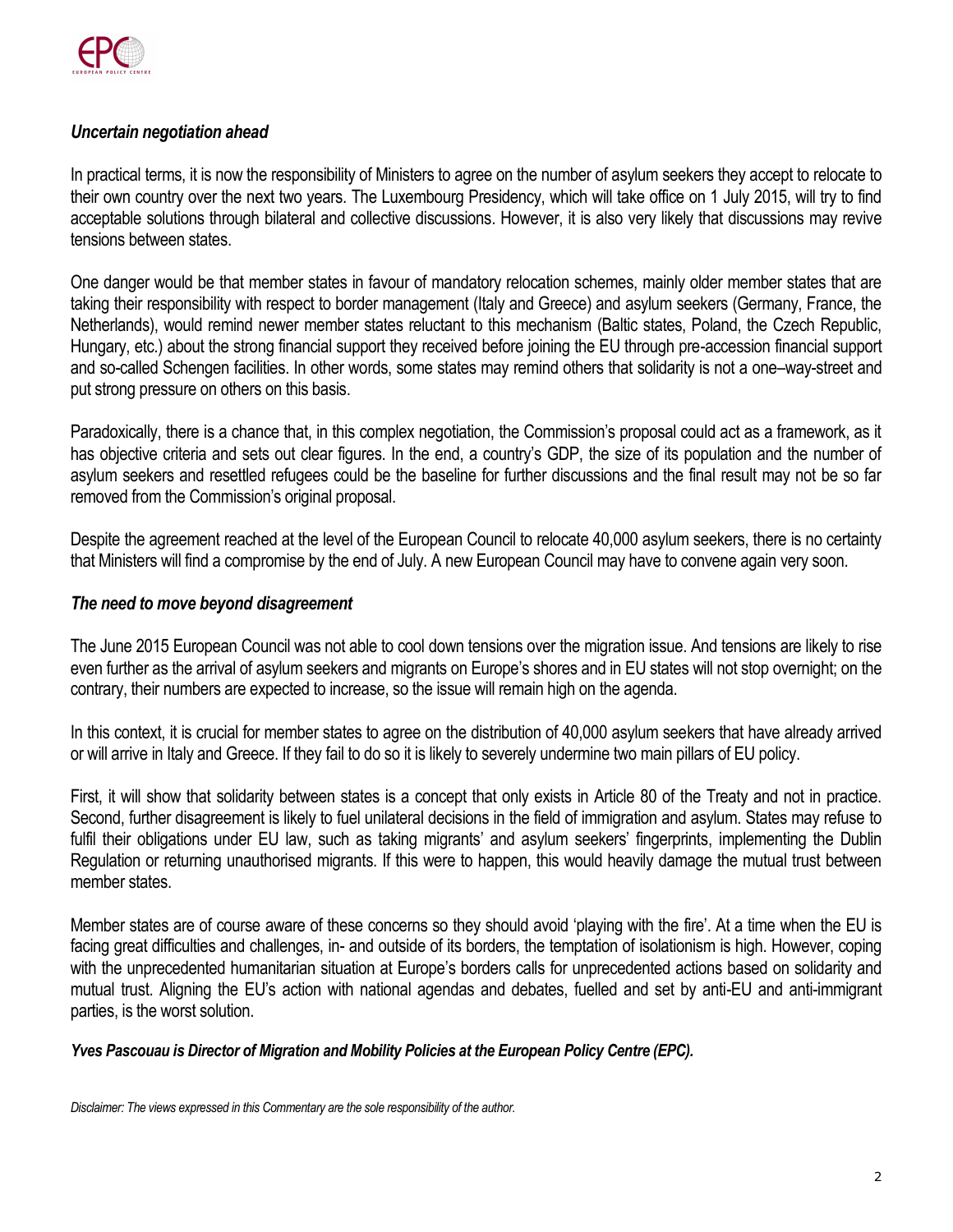### *Uncertain negotiation ahead*

In practical terms, it is now the responsibility of Ministers to agree on the number of asylum seekers they accept to relocate to their own country over the next two years. The Luxembourg Presidency, which will take office on 1 July 2015, will try to find acceptable solutions through bilateral and collective discussions. However, it is also very likely that discussions may revive tensions between states.

One danger would be that member states in favour of mandatory relocation schemes, mainly older member states that are taking their responsibility with respect to border management (Italy and Greece) and asylum seekers (Germany, France, the Netherlands), would remind newer member states reluctant to this mechanism (Baltic states, Poland, the Czech Republic, Hungary, etc.) about the strong financial support they received before joining the EU through pre-accession financial support and so-called Schengen facilities. In other words, some states may remind others that solidarity is not a one–way-street and put strong pressure on others on this basis.

Paradoxically, there is a chance that, in this complex negotiation, the Commission's proposal could act as a framework, as it has objective criteria and sets out clear figures. In the end, a country's GDP, the size of its population and the number of asylum seekers and resettled refugees could be the baseline for further discussions and the final result may not be so far removed from the Commission's original proposal.

Despite the agreement reached at the level of the European Council to relocate 40,000 asylum seekers, there is no certainty that Ministers will find a compromise by the end of July. A new European Council may have to convene again very soon.

### *The need to move beyond disagreement*

The June 2015 European Council was not able to cool down tensions over the migration issue. And tensions are likely to rise even further as the arrival of asylum seekers and migrants on Europe's shores and in EU states will not stop overnight; on the contrary, their numbers are expected to increase, so the issue will remain high on the agenda.

In this context, it is crucial for member states to agree on the distribution of 40,000 asylum seekers that have already arrived or will arrive in Italy and Greece. If they fail to do so it is likely to severely undermine two main pillars of EU policy.

First, it will show that solidarity between states is a concept that only exists in Article 80 of the Treaty and not in practice. Second, further disagreement is likely to fuel unilateral decisions in the field of immigration and asylum. States may refuse to fulfil their obligations under EU law, such as taking migrants' and asylum seekers' fingerprints, implementing the Dublin Regulation or returning unauthorised migrants. If this were to happen, this would heavily damage the mutual trust between member states.

Member states are of course aware of these concerns so they should avoid 'playing with the fire'. At a time when the EU is facing great difficulties and challenges, in- and outside of its borders, the temptation of isolationism is high. However, coping with the unprecedented humanitarian situation at Europe's borders calls for unprecedented actions based on solidarity and mutual trust. Aligning the EU's action with national agendas and debates, fuelled and set by anti-EU and anti-immigrant parties, is the worst solution.

***Yves Pascouau is Director of Migration and Mobility Policies at the European Policy Centre (EPC).***

*Disclaimer: The views expressed in this Commentary are the sole responsibility of the author.*